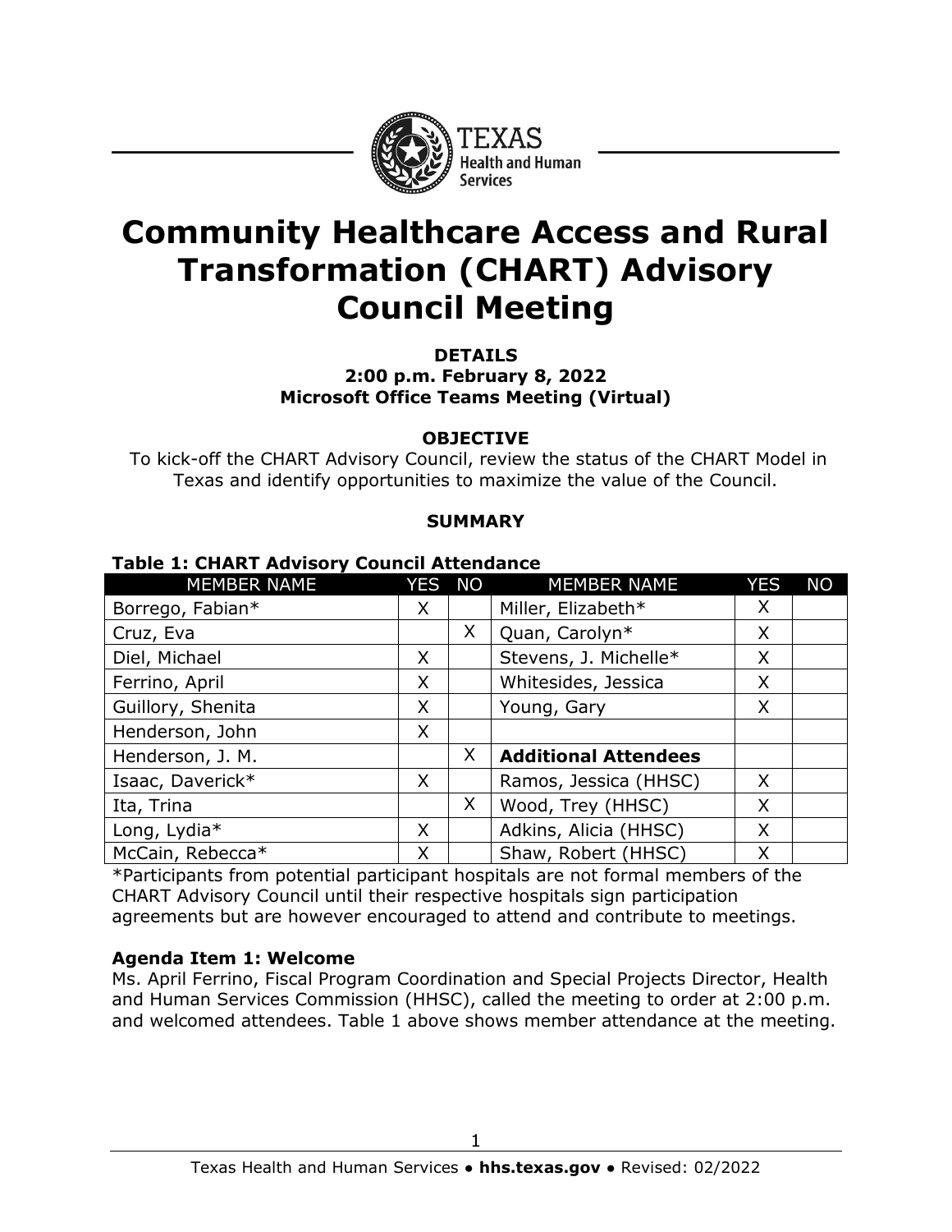# Community Healthcare Access and Rural Transformation (CHART) Advisory Council Meeting

**DETAILS**
**2:00 p.m. February 8, 2022**
**Microsoft Office Teams Meeting (Virtual)**

**OBJECTIVE**

To kick-off the CHART Advisory Council, review the status of the CHART Model in Texas and identify opportunities to maximize the value of the Council.

**SUMMARY**

**Table 1: CHART Advisory Council Attendance**

| MEMBER NAME | YES | NO | MEMBER NAME | YES | NO |
|---|---|---|---|---|---|
| Borrego, Fabian* | X | | Miller, Elizabeth* | X | |
| Cruz, Eva | | X | Quan, Carolyn* | X | |
| Diel, Michael | X | | Stevens, J. Michelle* | X | |
| Ferrino, April | X | | Whitesides, Jessica | X | |
| Guillory, Shenita | X | | Young, Gary | X | |
| Henderson, John | X | | | | |
| Henderson, J. M. | | X | **Additional Attendees** | | |
| Isaac, Daverick* | X | | Ramos, Jessica (HHSC) | X | |
| Ita, Trina | | X | Wood, Trey (HHSC) | X | |
| Long, Lydia* | X | | Adkins, Alicia (HHSC) | X | |
| McCain, Rebecca* | X | | Shaw, Robert (HHSC) | X | |

*Participants from potential participant hospitals are not formal members of the CHART Advisory Council until their respective hospitals sign participation agreements but are however encouraged to attend and contribute to meetings.

**Agenda Item 1: Welcome**

Ms. April Ferrino, Fiscal Program Coordination and Special Projects Director, Health and Human Services Commission (HHSC), called the meeting to order at 2:00 p.m. and welcomed attendees. Table 1 above shows member attendance at the meeting.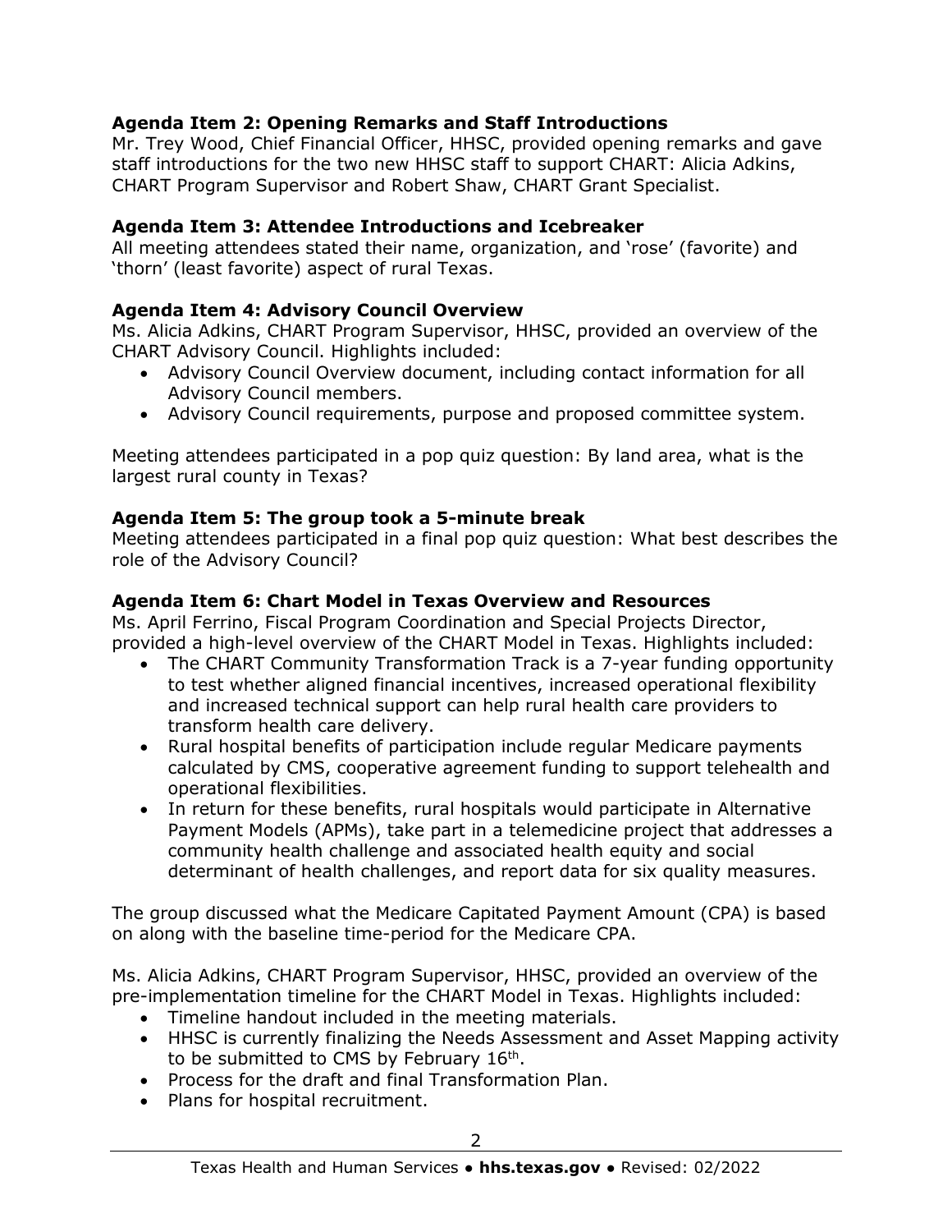**Agenda Item 2: Opening Remarks and Staff Introductions**

Mr. Trey Wood, Chief Financial Officer, HHSC, provided opening remarks and gave staff introductions for the two new HHSC staff to support CHART: Alicia Adkins, CHART Program Supervisor and Robert Shaw, CHART Grant Specialist.

**Agenda Item 3: Attendee Introductions and Icebreaker**

All meeting attendees stated their name, organization, and 'rose' (favorite) and 'thorn' (least favorite) aspect of rural Texas.

**Agenda Item 4: Advisory Council Overview**

Ms. Alicia Adkins, CHART Program Supervisor, HHSC, provided an overview of the CHART Advisory Council. Highlights included:

- Advisory Council Overview document, including contact information for all Advisory Council members.
- Advisory Council requirements, purpose and proposed committee system.

Meeting attendees participated in a pop quiz question: By land area, what is the largest rural county in Texas?

**Agenda Item 5: The group took a 5-minute break**

Meeting attendees participated in a final pop quiz question: What best describes the role of the Advisory Council?

**Agenda Item 6: Chart Model in Texas Overview and Resources**

Ms. April Ferrino, Fiscal Program Coordination and Special Projects Director, provided a high-level overview of the CHART Model in Texas. Highlights included:

- The CHART Community Transformation Track is a 7-year funding opportunity to test whether aligned financial incentives, increased operational flexibility and increased technical support can help rural health care providers to transform health care delivery.
- Rural hospital benefits of participation include regular Medicare payments calculated by CMS, cooperative agreement funding to support telehealth and operational flexibilities.
- In return for these benefits, rural hospitals would participate in Alternative Payment Models (APMs), take part in a telemedicine project that addresses a community health challenge and associated health equity and social determinant of health challenges, and report data for six quality measures.

The group discussed what the Medicare Capitated Payment Amount (CPA) is based on along with the baseline time-period for the Medicare CPA.

Ms. Alicia Adkins, CHART Program Supervisor, HHSC, provided an overview of the pre-implementation timeline for the CHART Model in Texas. Highlights included:

- Timeline handout included in the meeting materials.
- HHSC is currently finalizing the Needs Assessment and Asset Mapping activity to be submitted to CMS by February 16th.
- Process for the draft and final Transformation Plan.
- Plans for hospital recruitment.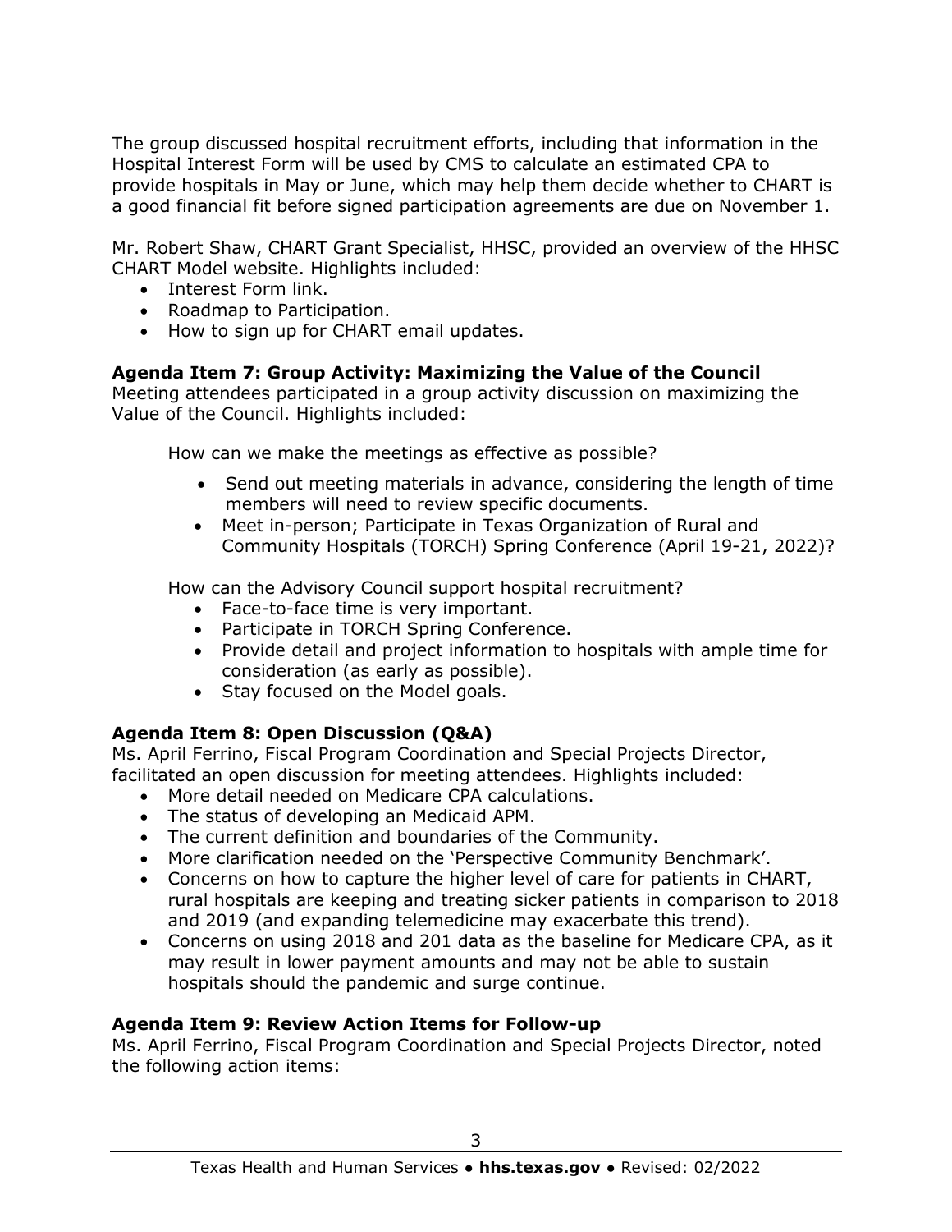The group discussed hospital recruitment efforts, including that information in the Hospital Interest Form will be used by CMS to calculate an estimated CPA to provide hospitals in May or June, which may help them decide whether to CHART is a good financial fit before signed participation agreements are due on November 1.

Mr. Robert Shaw, CHART Grant Specialist, HHSC, provided an overview of the HHSC CHART Model website. Highlights included:

- Interest Form link.
- Roadmap to Participation.
- How to sign up for CHART email updates.

### Agenda Item 7: Group Activity: Maximizing the Value of the Council

Meeting attendees participated in a group activity discussion on maximizing the Value of the Council. Highlights included:

How can we make the meetings as effective as possible?

- Send out meeting materials in advance, considering the length of time members will need to review specific documents.
- Meet in-person; Participate in Texas Organization of Rural and Community Hospitals (TORCH) Spring Conference (April 19-21, 2022)?

How can the Advisory Council support hospital recruitment?

- Face-to-face time is very important.
- Participate in TORCH Spring Conference.
- Provide detail and project information to hospitals with ample time for consideration (as early as possible).
- Stay focused on the Model goals.

### Agenda Item 8: Open Discussion (Q&A)

Ms. April Ferrino, Fiscal Program Coordination and Special Projects Director, facilitated an open discussion for meeting attendees. Highlights included:

- More detail needed on Medicare CPA calculations.
- The status of developing an Medicaid APM.
- The current definition and boundaries of the Community.
- More clarification needed on the 'Perspective Community Benchmark'.
- Concerns on how to capture the higher level of care for patients in CHART, rural hospitals are keeping and treating sicker patients in comparison to 2018 and 2019 (and expanding telemedicine may exacerbate this trend).
- Concerns on using 2018 and 201 data as the baseline for Medicare CPA, as it may result in lower payment amounts and may not be able to sustain hospitals should the pandemic and surge continue.

### Agenda Item 9: Review Action Items for Follow-up

Ms. April Ferrino, Fiscal Program Coordination and Special Projects Director, noted the following action items: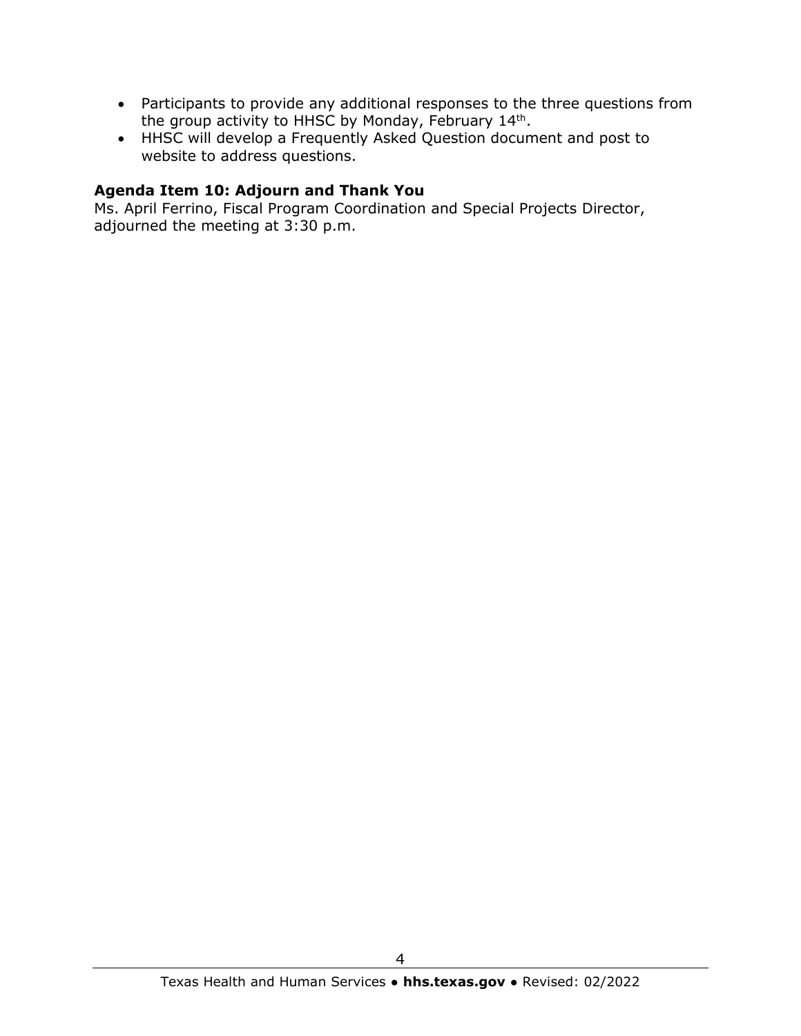- Participants to provide any additional responses to the three questions from the group activity to HHSC by Monday, February 14th.
- HHSC will develop a Frequently Asked Question document and post to website to address questions.

### Agenda Item 10: Adjourn and Thank You

Ms. April Ferrino, Fiscal Program Coordination and Special Projects Director, adjourned the meeting at 3:30 p.m.